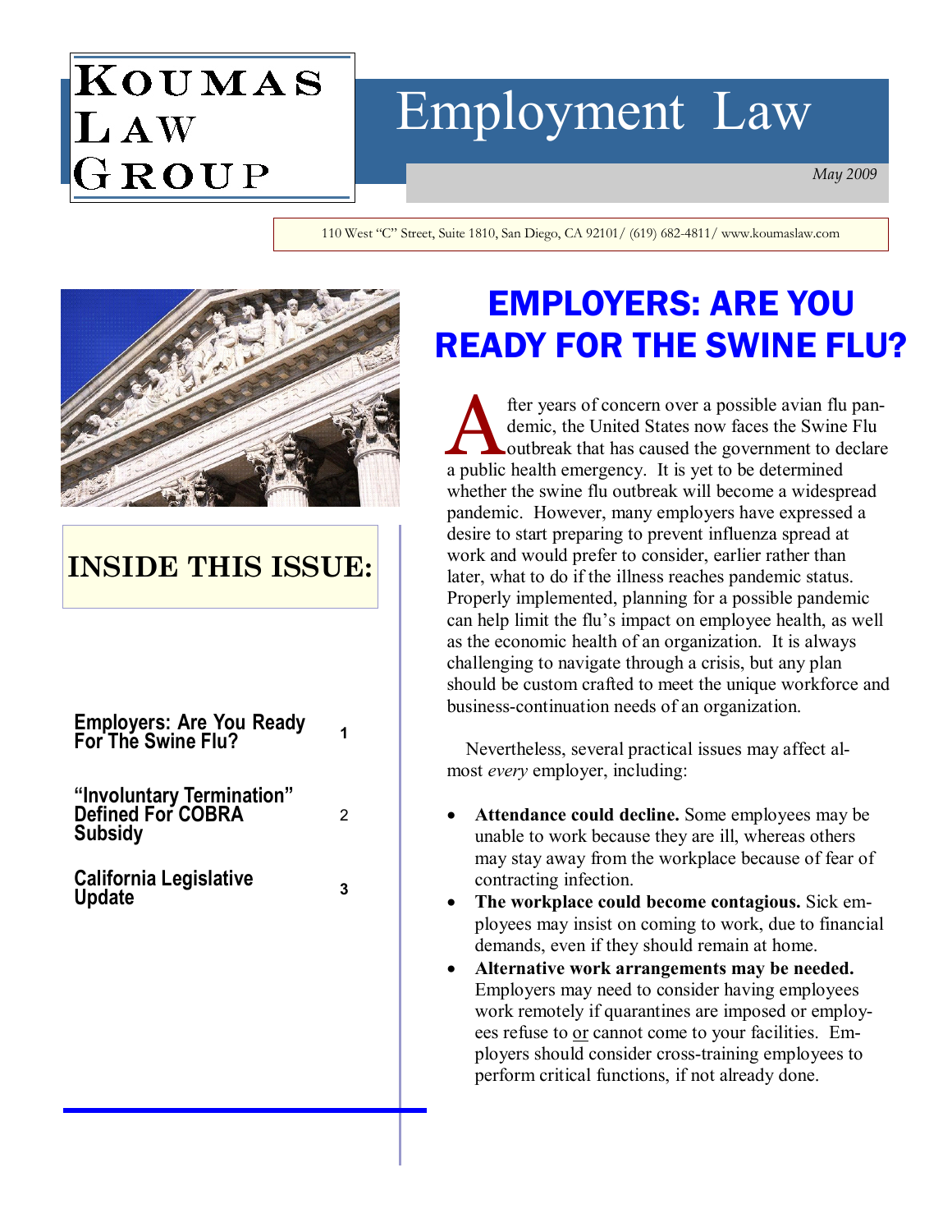# KOUMAS LAW GROUP

# Employment Law

*May 2009*

110 West "C" Street, Suite 1810, San Diego, CA 92101/ (619) 682-4811/ www.koumaslaw.com

## INSIDE THIS ISSUE:

| | |
|---|---|
| **Employers: Are You Ready For The Swine Flu?** | 1 |
| **"Involuntary Termination" Defined For COBRA Subsidy** | 2 |
| **California Legislative Update** | 3 |

# EMPLOYERS: ARE YOU READY FOR THE SWINE FLU?

After years of concern over a possible avian flu pandemic, the United States now faces the Swine Flu outbreak that has caused the government to declare a public health emergency. It is yet to be determined whether the swine flu outbreak will become a widespread pandemic. However, many employers have expressed a desire to start preparing to prevent influenza spread at work and would prefer to consider, earlier rather than later, what to do if the illness reaches pandemic status. Properly implemented, planning for a possible pandemic can help limit the flu's impact on employee health, as well as the economic health of an organization. It is always challenging to navigate through a crisis, but any plan should be custom crafted to meet the unique workforce and business-continuation needs of an organization.

Nevertheless, several practical issues may affect almost *every* employer, including:

- **Attendance could decline.** Some employees may be unable to work because they are ill, whereas others may stay away from the workplace because of fear of contracting infection.
- **The workplace could become contagious.** Sick employees may insist on coming to work, due to financial demands, even if they should remain at home.
- **Alternative work arrangements may be needed.** Employers may need to consider having employees work remotely if quarantines are imposed or employees refuse to <u>or</u> cannot come to your facilities. Employers should consider cross-training employees to perform critical functions, if not already done.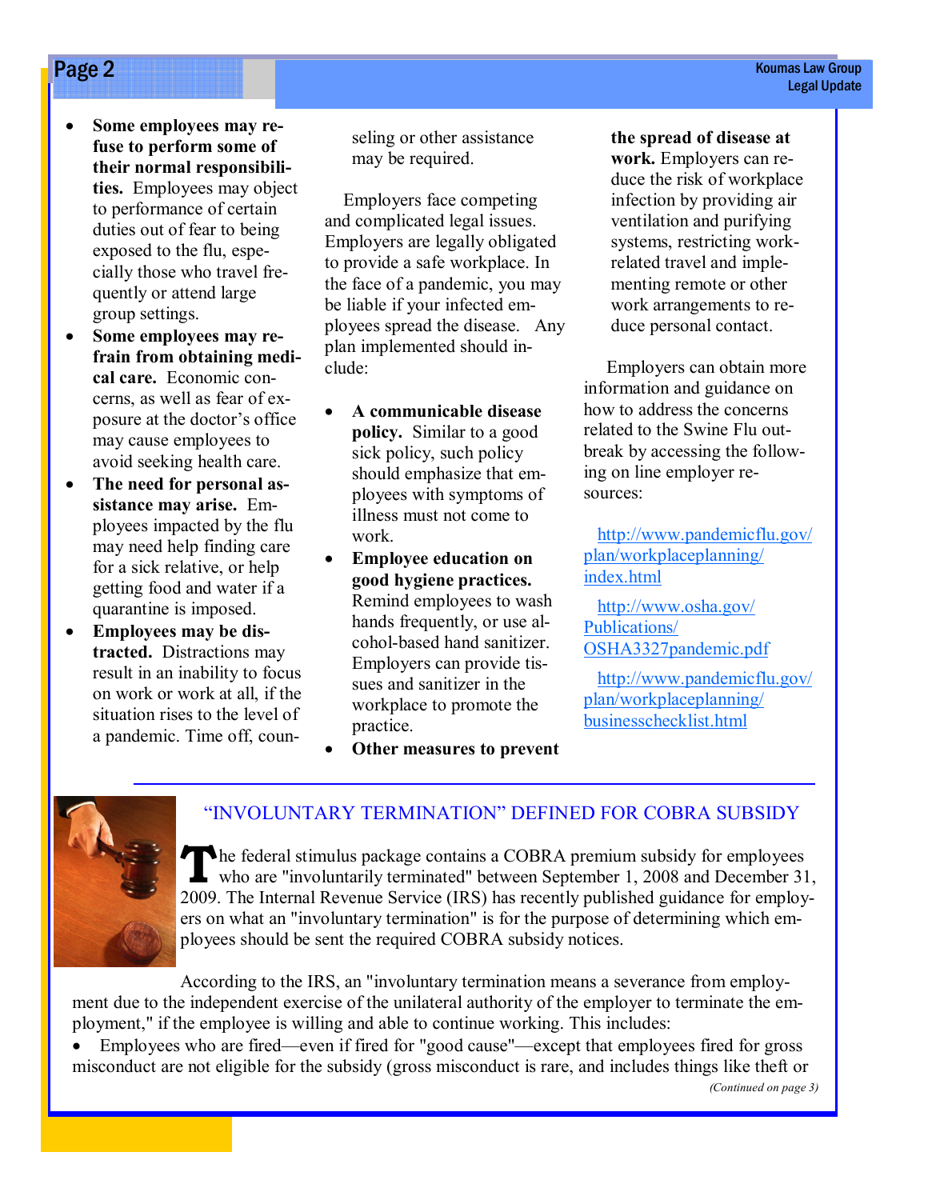- **Some employees may refuse to perform some of their normal responsibilities.** Employees may object to performance of certain duties out of fear to being exposed to the flu, especially those who travel frequently or attend large group settings.
- **Some employees may refrain from obtaining medical care.** Economic concerns, as well as fear of exposure at the doctor's office may cause employees to avoid seeking health care.
- **The need for personal assistance may arise.** Employees impacted by the flu may need help finding care for a sick relative, or help getting food and water if a quarantine is imposed.
- **Employees may be distracted.** Distractions may result in an inability to focus on work or work at all, if the situation rises to the level of a pandemic. Time off, counseling or other assistance may be required.

Employers face competing and complicated legal issues. Employers are legally obligated to provide a safe workplace. In the face of a pandemic, you may be liable if your infected employees spread the disease. Any plan implemented should include:

- **A communicable disease policy.** Similar to a good sick policy, such policy should emphasize that employees with symptoms of illness must not come to work.
- **Employee education on good hygiene practices.** Remind employees to wash hands frequently, or use alcohol-based hand sanitizer. Employers can provide tissues and sanitizer in the workplace to promote the practice.
- **Other measures to prevent the spread of disease at work.** Employers can reduce the risk of workplace infection by providing air ventilation and purifying systems, restricting work-related travel and implementing remote or other work arrangements to reduce personal contact.

Employers can obtain more information and guidance on how to address the concerns related to the Swine Flu outbreak by accessing the following on line employer resources:

http://www.pandemicflu.gov/plan/workplaceplanning/index.html

http://www.osha.gov/Publications/OSHA3327pandemic.pdf

http://www.pandemicflu.gov/plan/workplaceplanning/businesschecklist.html

## "INVOLUNTARY TERMINATION" DEFINED FOR COBRA SUBSIDY

The federal stimulus package contains a COBRA premium subsidy for employees who are "involuntarily terminated" between September 1, 2008 and December 31, 2009. The Internal Revenue Service (IRS) has recently published guidance for employers on what an "involuntary termination" is for the purpose of determining which employees should be sent the required COBRA subsidy notices.

According to the IRS, an "involuntary termination means a severance from employment due to the independent exercise of the unilateral authority of the employer to terminate the employment," if the employee is willing and able to continue working. This includes:

- Employees who are fired—even if fired for "good cause"—except that employees fired for gross misconduct are not eligible for the subsidy (gross misconduct is rare, and includes things like theft or

*(Continued on page 3)*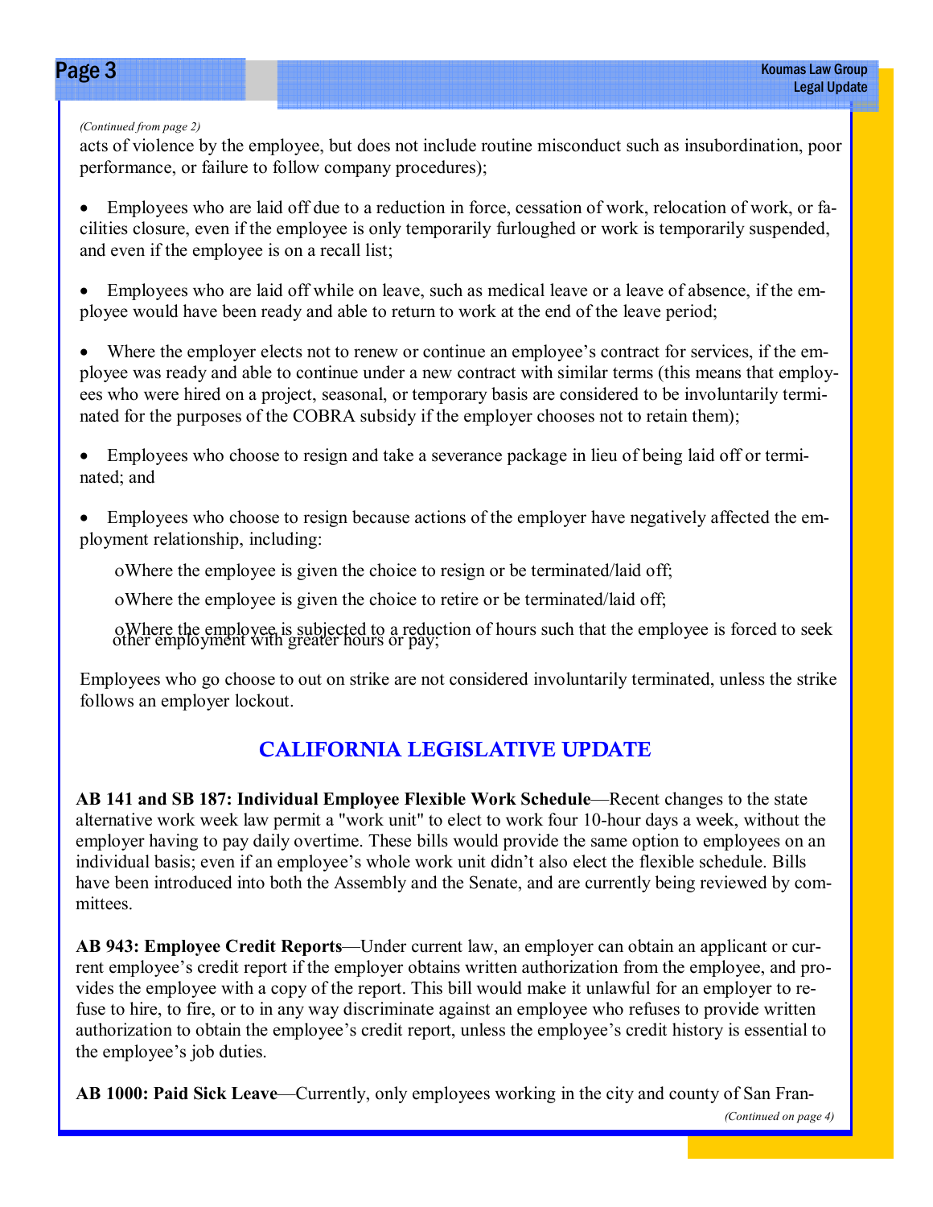*(Continued from page 2)*

acts of violence by the employee, but does not include routine misconduct such as insubordination, poor performance, or failure to follow company procedures);

- Employees who are laid off due to a reduction in force, cessation of work, relocation of work, or facilities closure, even if the employee is only temporarily furloughed or work is temporarily suspended, and even if the employee is on a recall list;

- Employees who are laid off while on leave, such as medical leave or a leave of absence, if the employee would have been ready and able to return to work at the end of the leave period;

- Where the employer elects not to renew or continue an employee's contract for services, if the employee was ready and able to continue under a new contract with similar terms (this means that employees who were hired on a project, seasonal, or temporary basis are considered to be involuntarily terminated for the purposes of the COBRA subsidy if the employer chooses not to retain them);

- Employees who choose to resign and take a severance package in lieu of being laid off or terminated; and

- Employees who choose to resign because actions of the employer have negatively affected the employment relationship, including:
  - Where the employee is given the choice to resign or be terminated/laid off;
  - Where the employee is given the choice to retire or be terminated/laid off;
  - Where the employee is subjected to a reduction of hours such that the employee is forced to seek other employment with greater hours or pay;

Employees who go choose to out on strike are not considered involuntarily terminated, unless the strike follows an employer lockout.

## CALIFORNIA LEGISLATIVE UPDATE

**AB 141 and SB 187: Individual Employee Flexible Work Schedule**—Recent changes to the state alternative work week law permit a "work unit" to elect to work four 10-hour days a week, without the employer having to pay daily overtime. These bills would provide the same option to employees on an individual basis; even if an employee's whole work unit didn't also elect the flexible schedule. Bills have been introduced into both the Assembly and the Senate, and are currently being reviewed by committees.

**AB 943: Employee Credit Reports**—Under current law, an employer can obtain an applicant or current employee's credit report if the employer obtains written authorization from the employee, and provides the employee with a copy of the report. This bill would make it unlawful for an employer to refuse to hire, to fire, or to in any way discriminate against an employee who refuses to provide written authorization to obtain the employee's credit report, unless the employee's credit history is essential to the employee's job duties.

**AB 1000: Paid Sick Leave**—Currently, only employees working in the city and county of San Fran-

*(Continued on page 4)*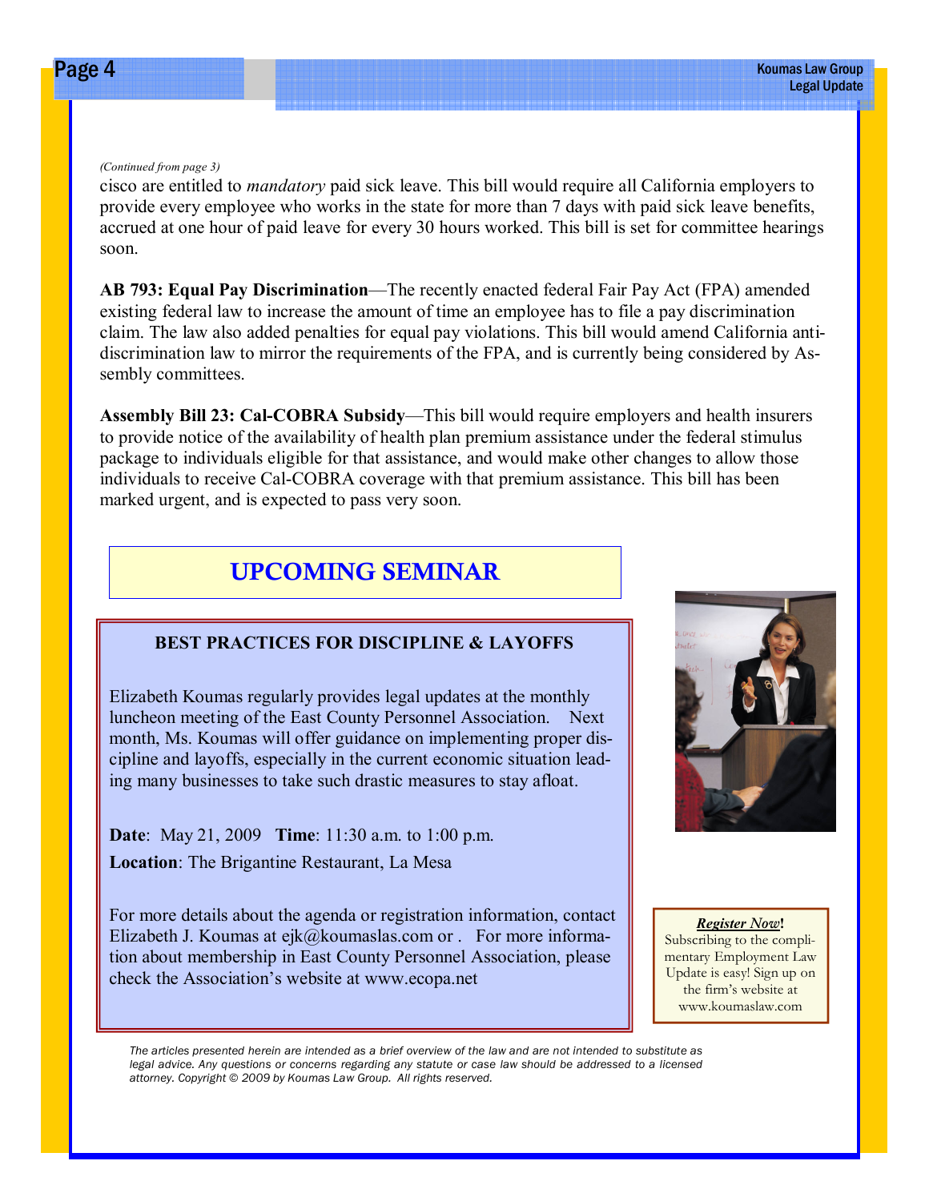*(Continued from page 3)*

cisco are entitled to *mandatory* paid sick leave. This bill would require all California employers to provide every employee who works in the state for more than 7 days with paid sick leave benefits, accrued at one hour of paid leave for every 30 hours worked. This bill is set for committee hearings soon.

**AB 793: Equal Pay Discrimination**—The recently enacted federal Fair Pay Act (FPA) amended existing federal law to increase the amount of time an employee has to file a pay discrimination claim. The law also added penalties for equal pay violations. This bill would amend California anti-discrimination law to mirror the requirements of the FPA, and is currently being considered by Assembly committees.

**Assembly Bill 23: Cal-COBRA Subsidy**—This bill would require employers and health insurers to provide notice of the availability of health plan premium assistance under the federal stimulus package to individuals eligible for that assistance, and would make other changes to allow those individuals to receive Cal-COBRA coverage with that premium assistance. This bill has been marked urgent, and is expected to pass very soon.

## UPCOMING SEMINAR

### BEST PRACTICES FOR DISCIPLINE & LAYOFFS

Elizabeth Koumas regularly provides legal updates at the monthly luncheon meeting of the East County Personnel Association. Next month, Ms. Koumas will offer guidance on implementing proper discipline and layoffs, especially in the current economic situation leading many businesses to take such drastic measures to stay afloat.

**Date**: May 21, 2009 **Time**: 11:30 a.m. to 1:00 p.m.

**Location**: The Brigantine Restaurant, La Mesa

For more details about the agenda or registration information, contact Elizabeth J. Koumas at ejk@koumaslas.com or . For more information about membership in East County Personnel Association, please check the Association's website at www.ecopa.net

***Register Now!***
Subscribing to the complimentary Employment Law Update is easy! Sign up on the firm's website at www.koumaslaw.com

*The articles presented herein are intended as a brief overview of the law and are not intended to substitute as legal advice. Any questions or concerns regarding any statute or case law should be addressed to a licensed attorney. Copyright © 2009 by Koumas Law Group. All rights reserved.*